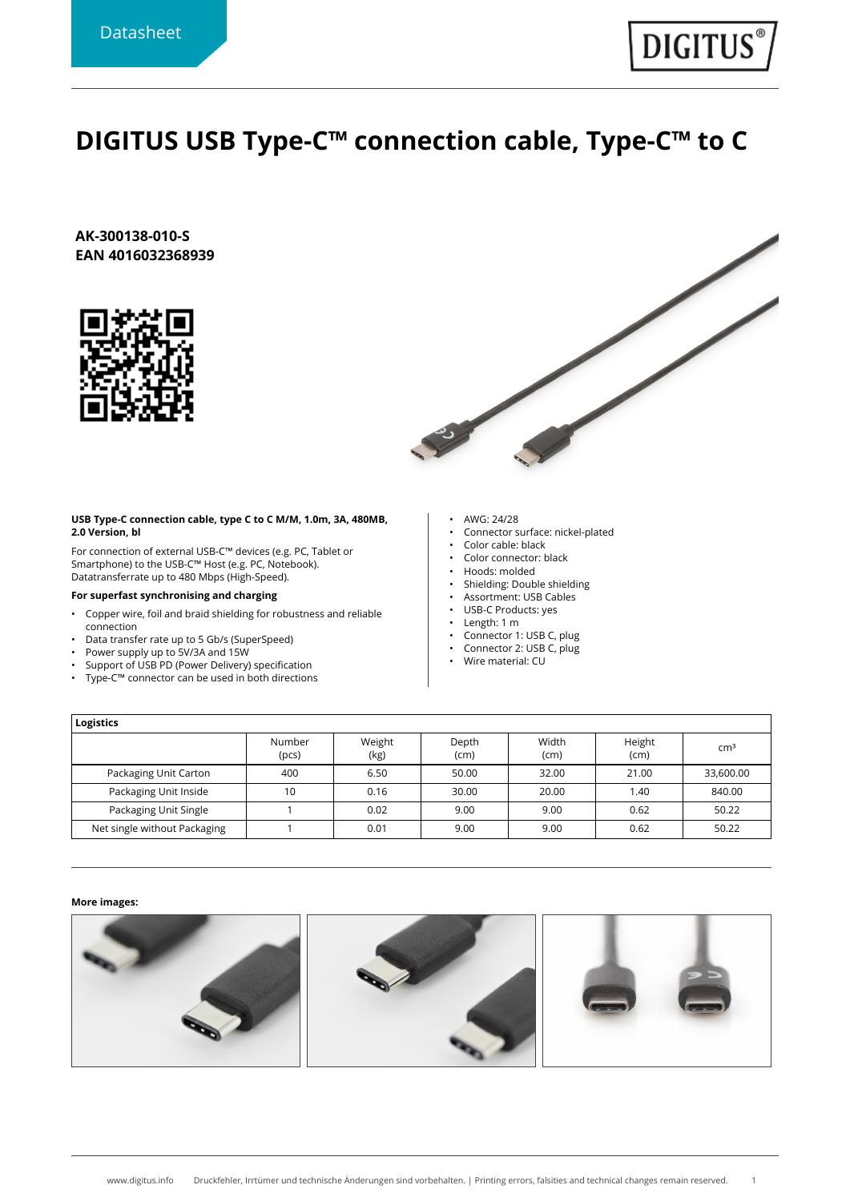Datasheet

# DIGITUS USB Type-C™ connection cable, Type-C™ to C

**AK-300138-010-S**
**EAN 4016032368939**

**USB Type-C connection cable, type C to C M/M, 1.0m, 3A, 480MB, 2.0 Version, bl**

For connection of external USB-C™ devices (e.g. PC, Tablet or Smartphone) to the USB-C™ Host (e.g. PC, Notebook). Datatransferrate up to 480 Mbps (High-Speed).

**For superfast synchronising and charging**

- Copper wire, foil and braid shielding for robustness and reliable connection
- Data transfer rate up to 5 Gb/s (SuperSpeed)
- Power supply up to 5V/3A and 15W
- Support of USB PD (Power Delivery) specification
- Type-C™ connector can be used in both directions

- AWG: 24/28
- Connector surface: nickel-plated
- Color cable: black
- Color connector: black
- Hoods: molded
- Shielding: Double shielding
- Assortment: USB Cables
- USB-C Products: yes
- Length: 1 m
- Connector 1: USB C, plug
- Connector 2: USB C, plug
- Wire material: CU

| Logistics | | | | | | |
|---|---|---|---|---|---|---|
| | Number (pcs) | Weight (kg) | Depth (cm) | Width (cm) | Height (cm) | cm³ |
| Packaging Unit Carton | 400 | 6.50 | 50.00 | 32.00 | 21.00 | 33,600.00 |
| Packaging Unit Inside | 10 | 0.16 | 30.00 | 20.00 | 1.40 | 840.00 |
| Packaging Unit Single | 1 | 0.02 | 9.00 | 9.00 | 0.62 | 50.22 |
| Net single without Packaging | 1 | 0.01 | 9.00 | 9.00 | 0.62 | 50.22 |

**More images:**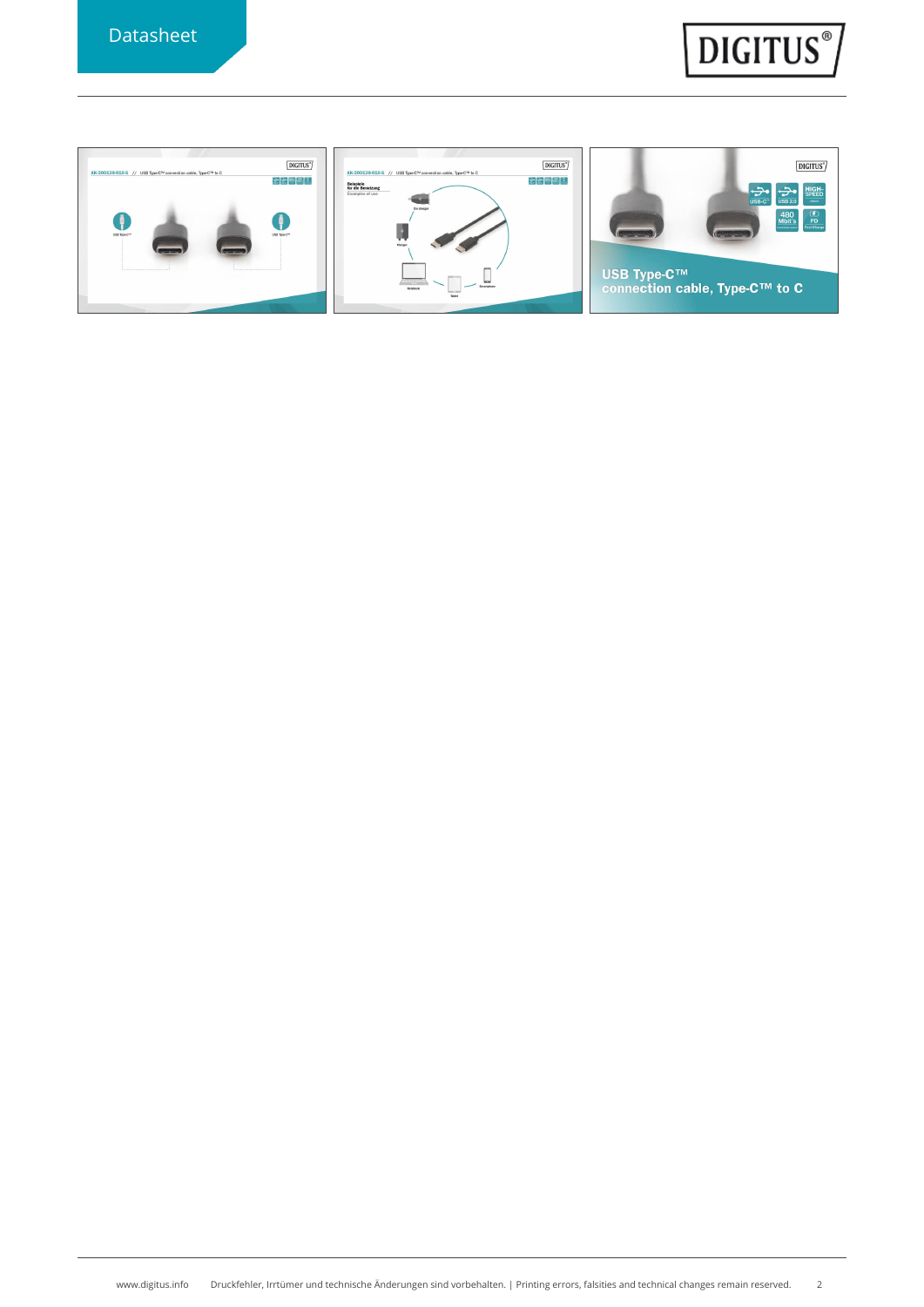Datasheet